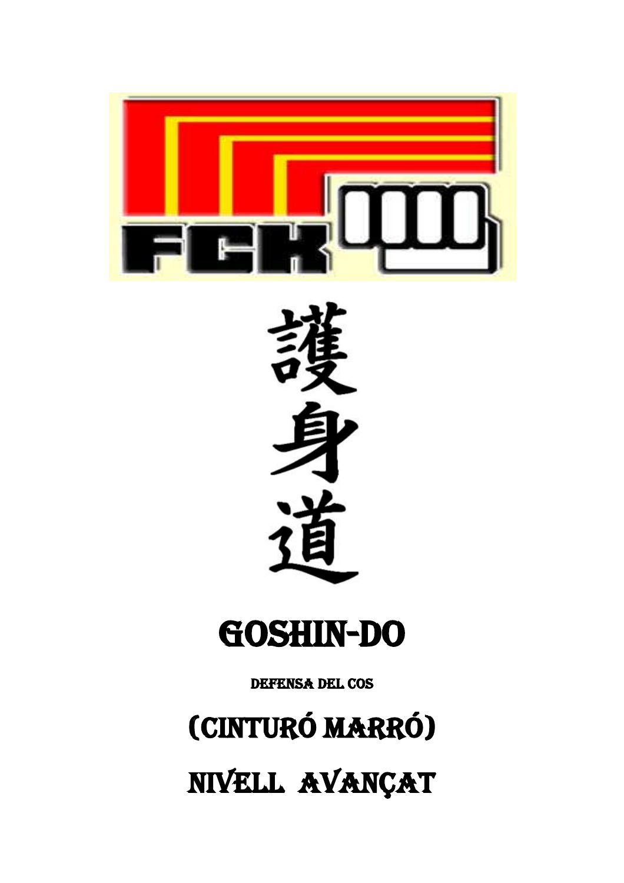FCK

護身道

# GOSHIN-DO

DEFENSA DEL COS

## (CINTURÓ MARRÓ)

## NIVELL AVANÇAT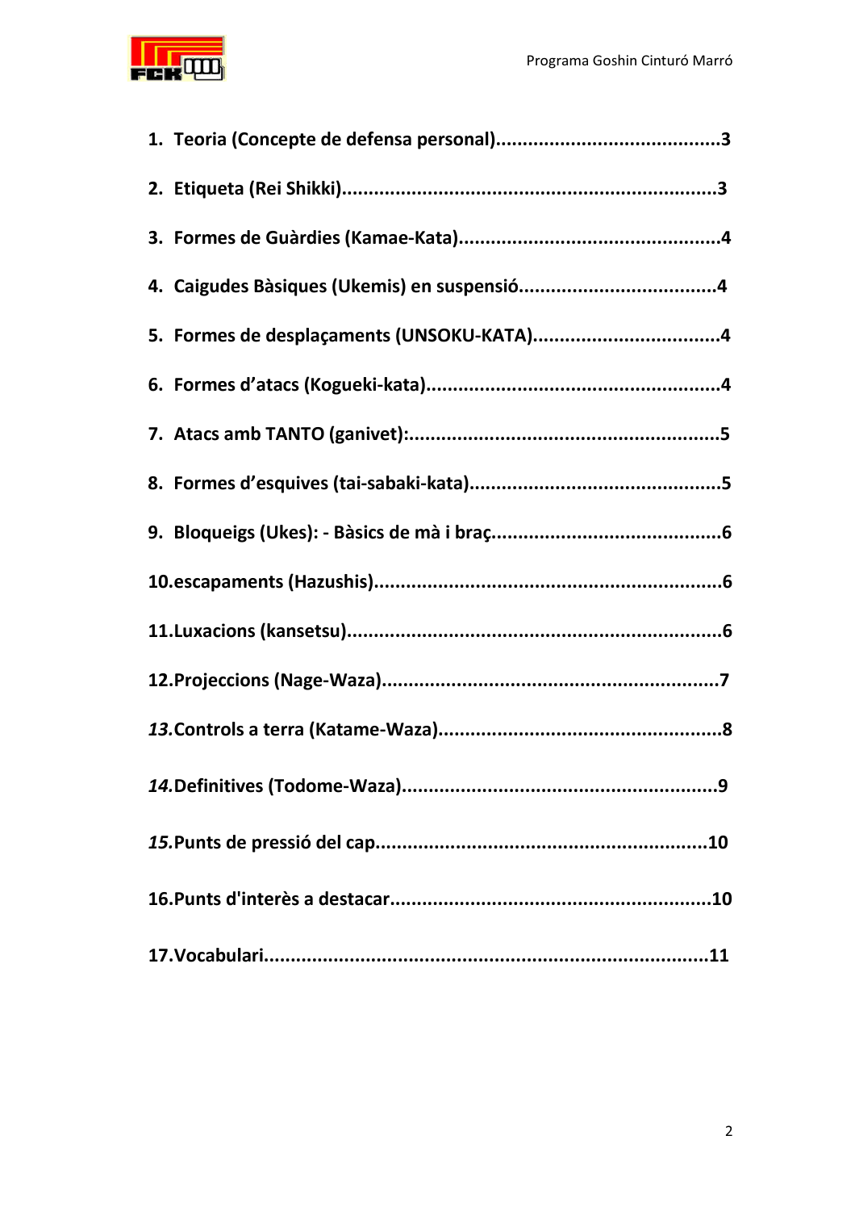1. **Teoria (Concepte de defensa personal)..........................................3**
2. **Etiqueta (Rei Shikki)....................................................................3**
3. **Formes de Guàrdies (Kamae-Kata)................................................4**
4. **Caigudes Bàsiques (Ukemis) en suspensió....................................4**
5. **Formes de desplaçaments (UNSOKU-KATA)...................................4**
6. **Formes d'atacs (Kogueki-kata)......................................................4**
7. **Atacs amb TANTO (ganivet):.........................................................5**
8. **Formes d'esquives (tai-sabaki-kata)..............................................5**
9. **Bloqueigs (Ukes): - Bàsics de mà i braç..........................................6**
10. **escapaments (Hazushis)................................................................6**
11. **Luxacions (kansetsu)....................................................................6**
12. **Projeccions (Nage-Waza)..............................................................7**
13. **Controls a terra (Katame-Waza)....................................................8**
14. **Definitives (Todome-Waza)..........................................................9**
15. **Punts de pressió del cap.............................................................10**
16. **Punts d'interès a destacar...........................................................10**
17. **Vocabulari..................................................................................11**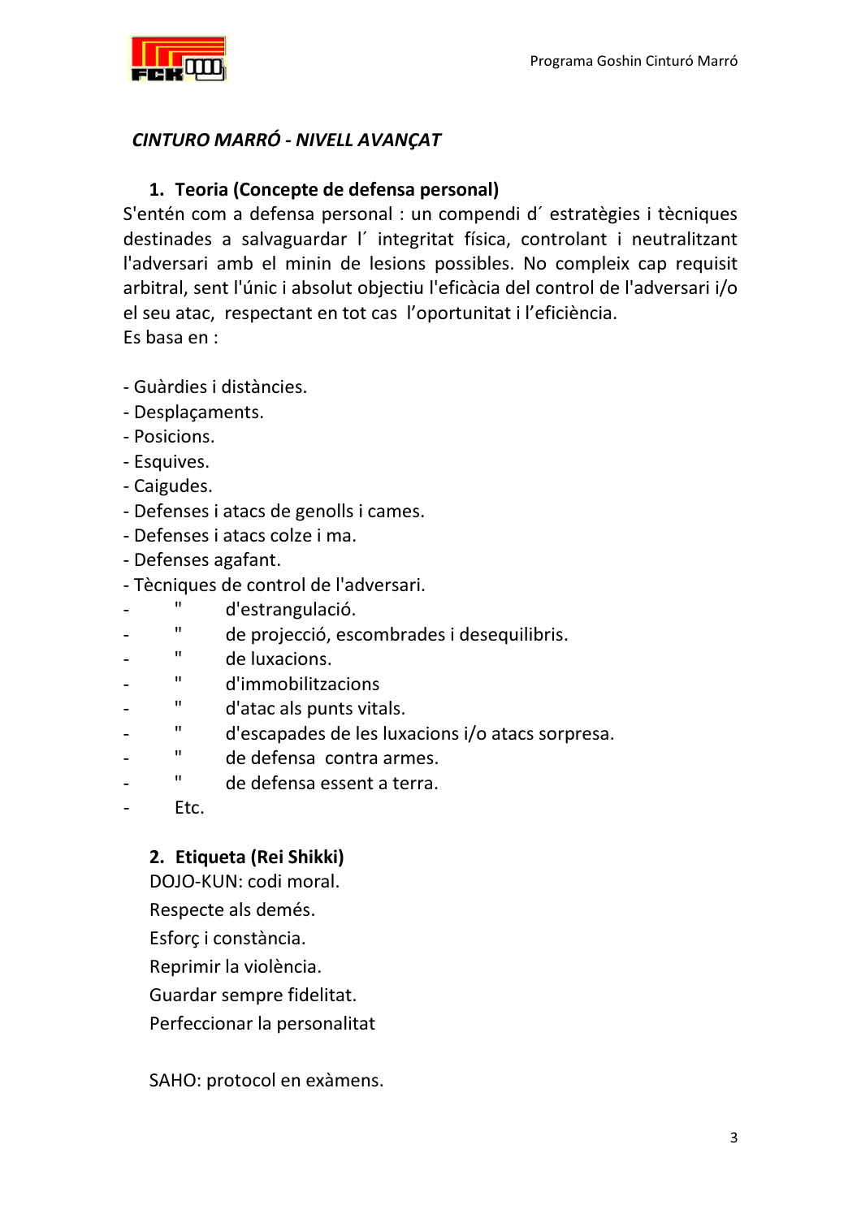*CINTURO MARRÓ - NIVELL AVANÇAT*

1. **Teoria (Concepte de defensa personal)**

S'entén com a defensa personal : un compendi d´ estratègies i tècniques destinades a salvaguardar l´ integritat física, controlant i neutralitzant l'adversari amb el minin de lesions possibles. No compleix cap requisit arbitral, sent l'únic i absolut objectiu l'eficàcia del control de l'adversari i/o el seu atac, respectant en tot cas l'oportunitat i l'eficiència.
Es basa en :

- Guàrdies i distàncies.
- Desplaçaments.
- Posicions.
- Esquives.
- Caigudes.
- Defenses i atacs de genolls i cames.
- Defenses i atacs colze i ma.
- Defenses agafant.
- Tècniques de control de l'adversari.
- " d'estrangulació.
- " de projecció, escombrades i desequilibris.
- " de luxacions.
- " d'immobilitzacions
- " d'atac als punts vitals.
- " d'escapades de les luxacions i/o atacs sorpresa.
- " de defensa contra armes.
- " de defensa essent a terra.
- Etc.

2. **Etiqueta (Rei Shikki)**

DOJO-KUN: codi moral.

Respecte als demés.

Esforç i constància.

Reprimir la violència.

Guardar sempre fidelitat.

Perfeccionar la personalitat

SAHO: protocol en exàmens.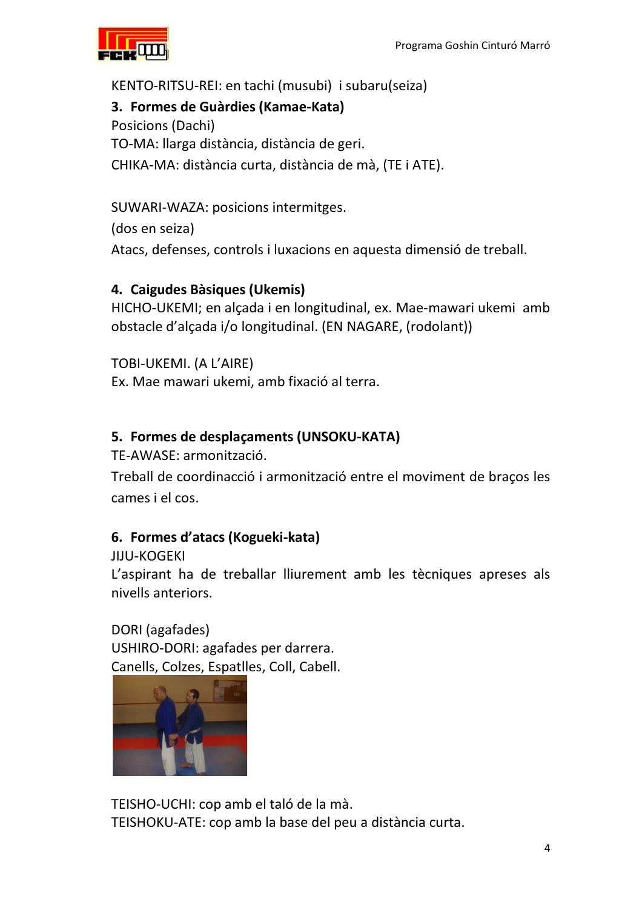KENTO-RITSU-REI: en tachi (musubi) i subaru(seiza)

### 3. Formes de Guàrdies (Kamae-Kata)

Posicions (Dachi)

TO-MA: llarga distància, distància de geri.

CHIKA-MA: distància curta, distància de mà, (TE i ATE).

SUWARI-WAZA: posicions intermitges.

(dos en seiza)

Atacs, defenses, controls i luxacions en aquesta dimensió de treball.

### 4. Caigudes Bàsiques (Ukemis)

HICHO-UKEMI; en alçada i en longitudinal, ex. Mae-mawari ukemi amb obstacle d'alçada i/o longitudinal. (EN NAGARE, (rodolant))

TOBI-UKEMI. (A L'AIRE)

Ex. Mae mawari ukemi, amb fixació al terra.

### 5. Formes de desplaçaments (UNSOKU-KATA)

TE-AWASE: armonització.

Treball de coordinacció i armonització entre el moviment de braços les cames i el cos.

### 6. Formes d'atacs (Kogueki-kata)

JIJU-KOGEKI

L'aspirant ha de treballar lliurement amb les tècniques apreses als nivells anteriors.

DORI (agafades)

USHIRO-DORI: agafades per darrera.

Canells, Colzes, Espatlles, Coll, Cabell.

TEISHO-UCHI: cop amb el taló de la mà.

TEISHOKU-ATE: cop amb la base del peu a distància curta.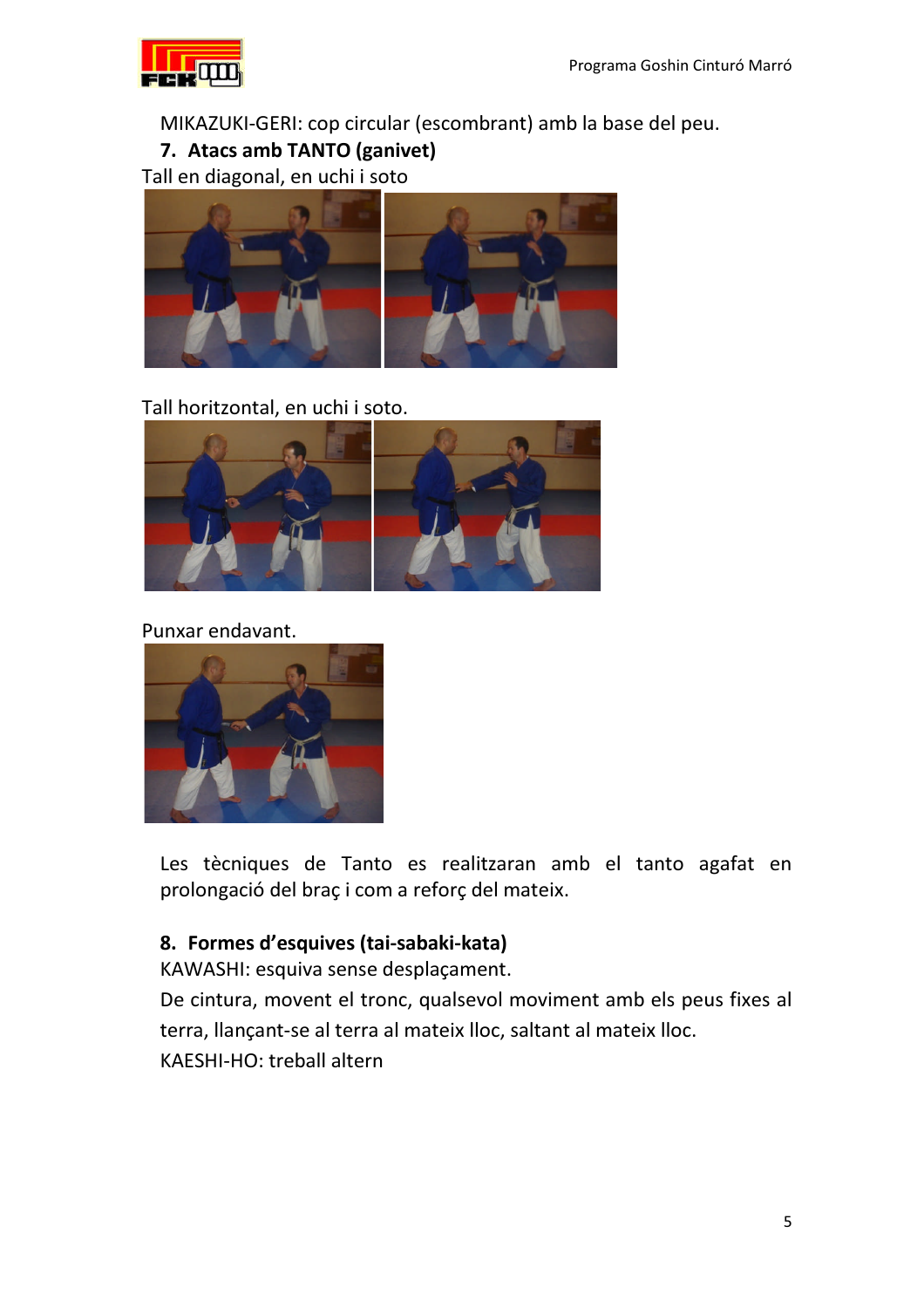MIKAZUKI-GERI: cop circular (escombrant) amb la base del peu.

## 7. Atacs amb TANTO (ganivet)

Tall en diagonal, en uchi i soto

Tall horitzontal, en uchi i soto.

Punxar endavant.

Les tècniques de Tanto es realitzaran amb el tanto agafat en prolongació del braç i com a reforç del mateix.

## 8. Formes d'esquives (tai-sabaki-kata)

KAWASHI: esquiva sense desplaçament.

De cintura, movent el tronc, qualsevol moviment amb els peus fixes al terra, llançant-se al terra al mateix lloc, saltant al mateix lloc.

KAESHI-HO: treball altern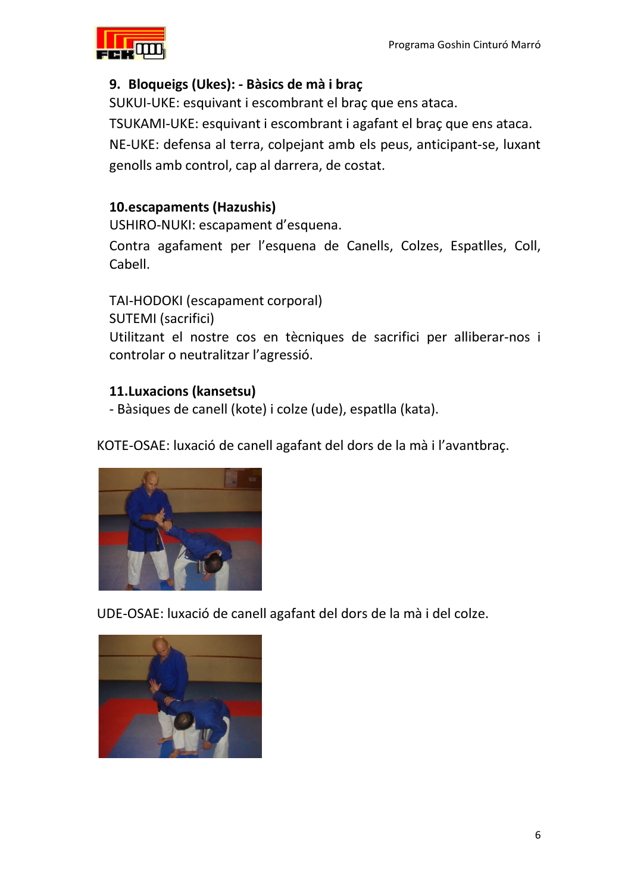### 9. Bloqueigs (Ukes): - Bàsics de mà i braç

SUKUI-UKE: esquivant i escombrant el braç que ens ataca.

TSUKAMI-UKE: esquivant i escombrant i agafant el braç que ens ataca.

NE-UKE: defensa al terra, colpejant amb els peus, anticipant-se, luxant genolls amb control, cap al darrera, de costat.

### 10.escapaments (Hazushis)

USHIRO-NUKI: escapament d'esquena.

Contra agafament per l'esquena de Canells, Colzes, Espatlles, Coll, Cabell.

TAI-HODOKI (escapament corporal)

SUTEMI (sacrifici)

Utilitzant el nostre cos en tècniques de sacrifici per alliberar-nos i controlar o neutralitzar l'agressió.

### 11.Luxacions (kansetsu)

- Bàsiques de canell (kote) i colze (ude), espatlla (kata).

KOTE-OSAE: luxació de canell agafant del dors de la mà i l'avantbraç.

UDE-OSAE: luxació de canell agafant del dors de la mà i del colze.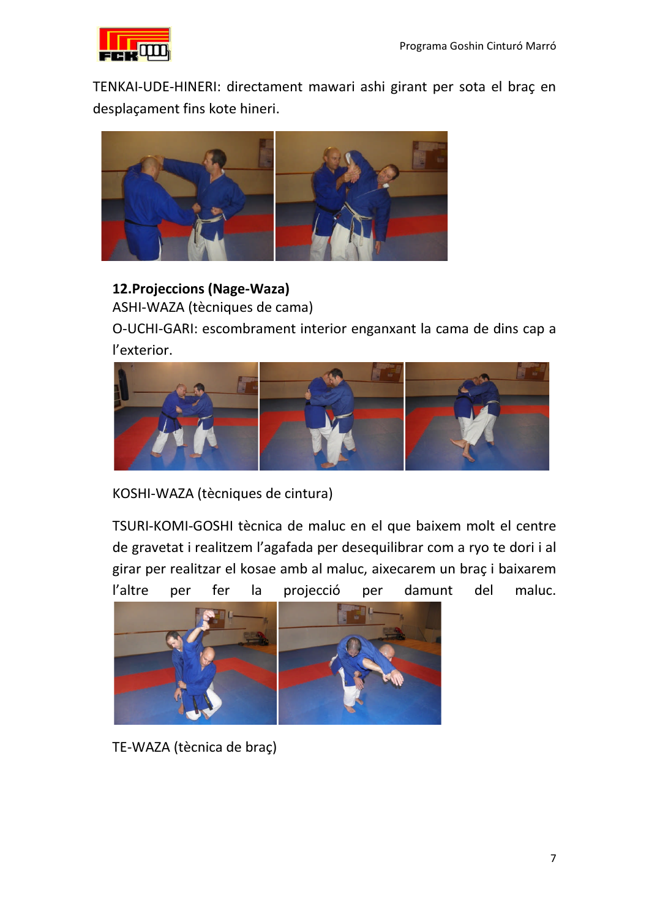TENKAI-UDE-HINERI: directament mawari ashi girant per sota el braç en desplaçament fins kote hineri.

**12.Projeccions (Nage-Waza)**

ASHI-WAZA (tècniques de cama)

O-UCHI-GARI: escombrament interior enganxant la cama de dins cap a l'exterior.

KOSHI-WAZA (tècniques de cintura)

TSURI-KOMI-GOSHI tècnica de maluc en el que baixem molt el centre de gravetat i realitzem l'agafada per desequilibrar com a ryo te dori i al girar per realitzar el kosae amb al maluc, aixecarem un braç i baixarem l'altre per fer la projecció per damunt del maluc.

TE-WAZA (tècnica de braç)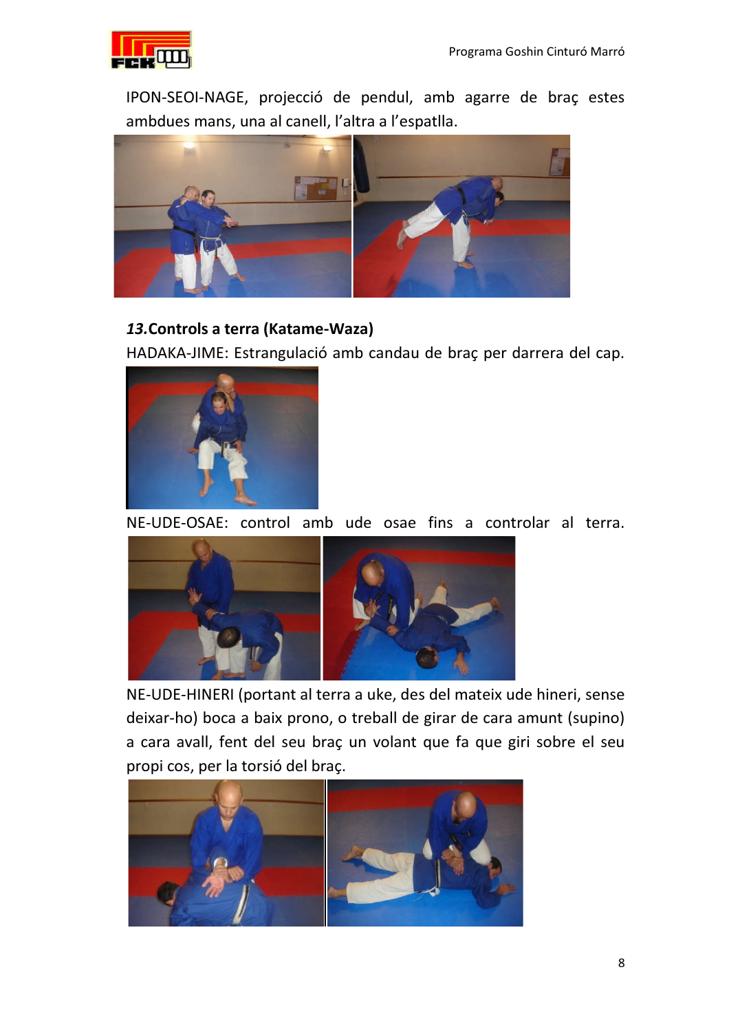IPON-SEOI-NAGE, projecció de pendul, amb agarre de braç estes ambdues mans, una al canell, l'altra a l'espatlla.

### *13.* Controls a terra (Katame-Waza)

HADAKA-JIME: Estrangulació amb candau de braç per darrera del cap.

NE-UDE-OSAE: control amb ude osae fins a controlar al terra.

NE-UDE-HINERI (portant al terra a uke, des del mateix ude hineri, sense deixar-ho) boca a baix prono, o treball de girar de cara amunt (supino) a cara avall, fent del seu braç un volant que fa que giri sobre el seu propi cos, per la torsió del braç.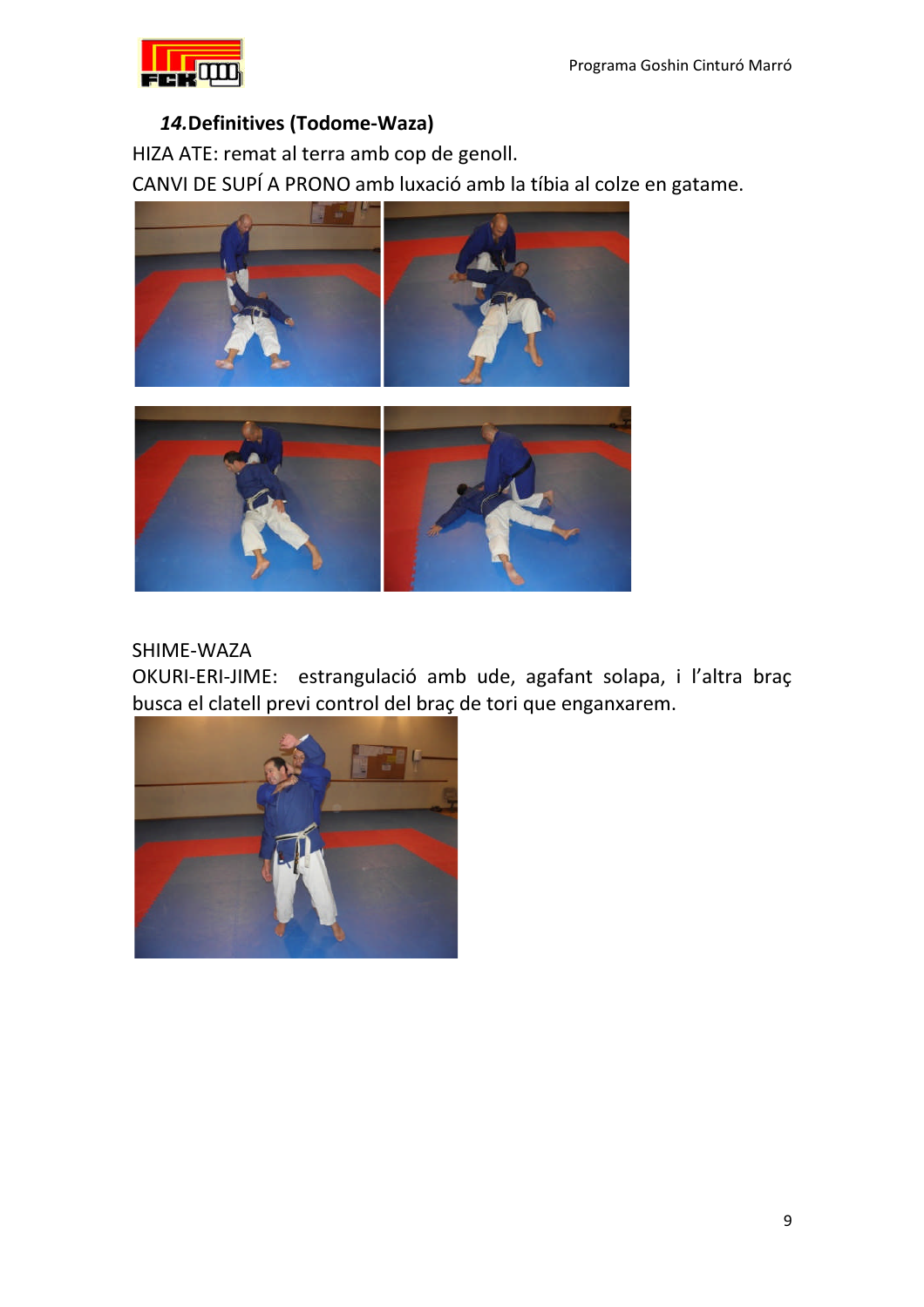### *14.* **Definitives (Todome-Waza)**

HIZA ATE: remat al terra amb cop de genoll.

CANVI DE SUPÍ A PRONO amb luxació amb la tíbia al colze en gatame.

SHIME-WAZA

OKURI-ERI-JIME: estrangulació amb ude, agafant solapa, i l'altra braç busca el clatell previ control del braç de tori que enganxarem.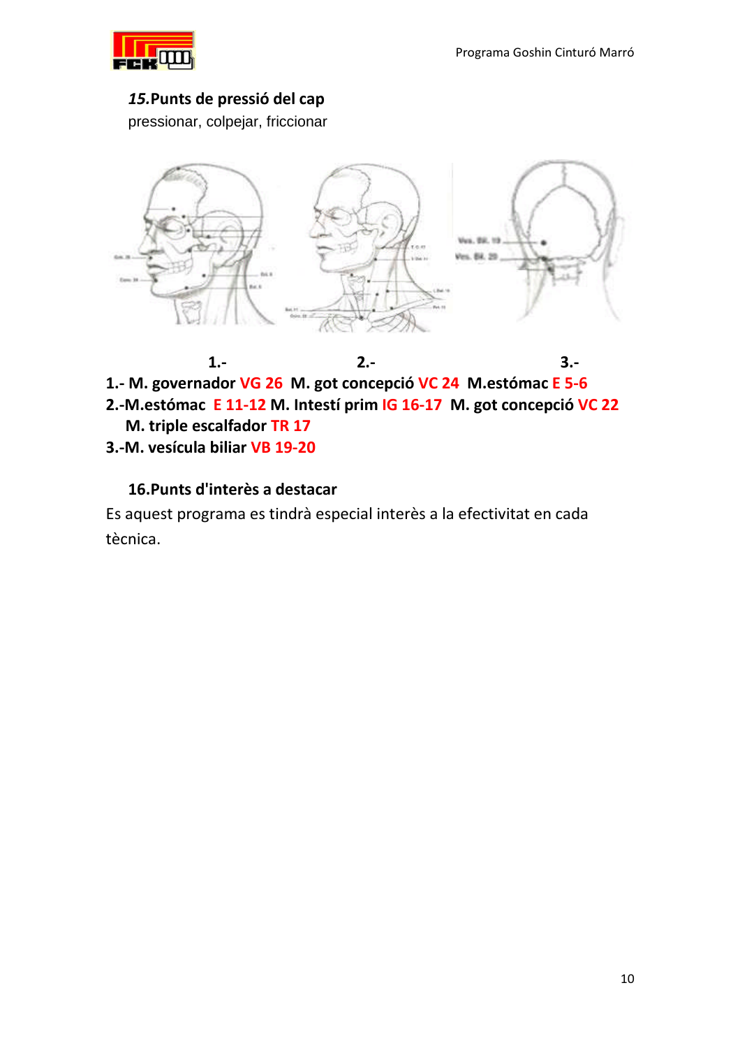### *15.*Punts de pressió del cap

pressionar, colpejar, friccionar

**1.-** **2.-** **3.-**

**1.- M. governador VG 26 M. got concepció VC 24 M.estómac E 5-6**

**2.-M.estómac E 11-12 M. Intestí prim IG 16-17 M. got concepció VC 22**
**M. triple escalfador TR 17**

**3.-M. vesícula biliar VB 19-20**

### 16.Punts d'interès a destacar

Es aquest programa es tindrà especial interès a la efectivitat en cada tècnica.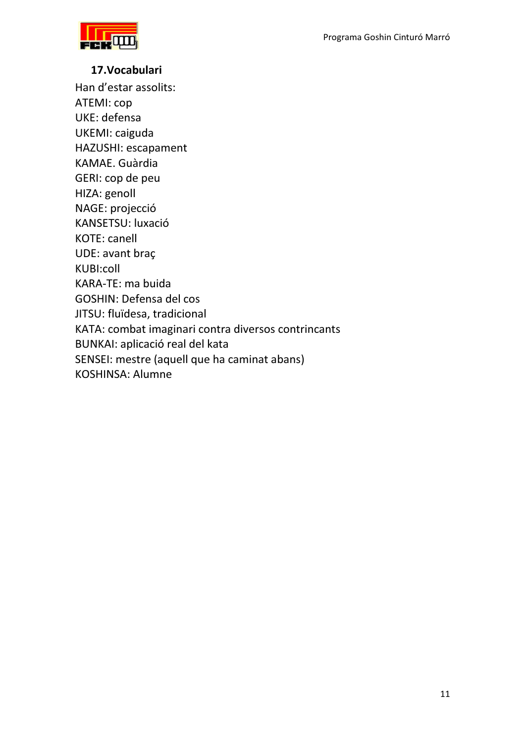## 17.Vocabulari

Han d'estar assolits:

ATEMI: cop

UKE: defensa

UKEMI: caiguda

HAZUSHI: escapament

KAMAE. Guàrdia

GERI: cop de peu

HIZA: genoll

NAGE: projecció

KANSETSU: luxació

KOTE: canell

UDE: avant braç

KUBI:coll

KARA-TE: ma buida

GOSHIN: Defensa del cos

JITSU: fluïdesa, tradicional

KATA: combat imaginari contra diversos contrincants

BUNKAI: aplicació real del kata

SENSEI: mestre (aquell que ha caminat abans)

KOSHINSA: Alumne